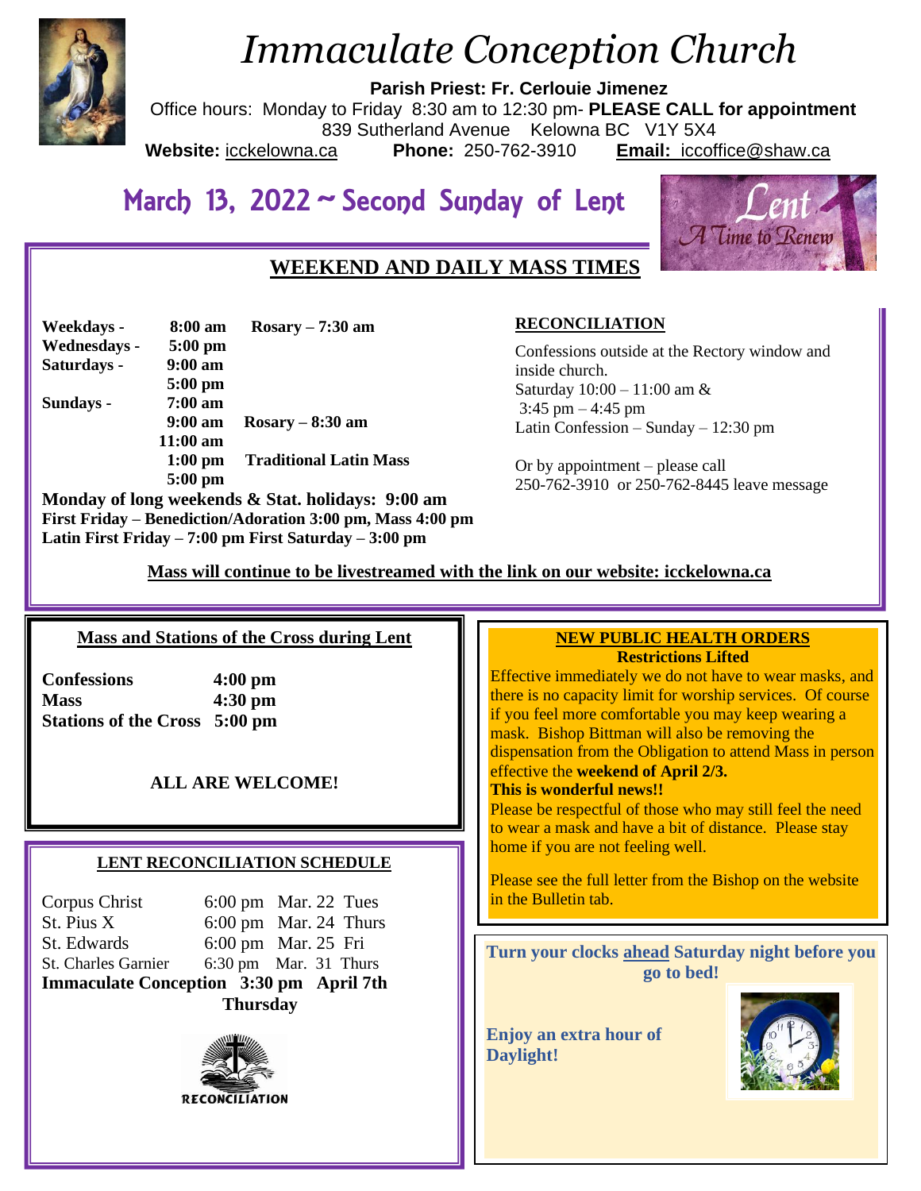# Immaculate Conception Church

**Parish Priest: Fr. Cerlouie Jimenez**
Office hours: Monday to Friday 8:30 am to 12:30 pm- **PLEASE CALL for appointment**
839 Sutherland Avenue Kelowna BC V1Y 5X4
**Website:** icckelowna.ca **Phone:** 250-762-3910 **Email:** iccoffice@shaw.ca

## March 13, 2022 ~ Second Sunday of Lent

Lent
A Time to Renew

### WEEKEND AND DAILY MASS TIMES

| | | |
|---|---|---|
| **Weekdays -** | **8:00 am** | **Rosary – 7:30 am** |
| **Wednesdays -** | **5:00 pm** | |
| **Saturdays -** | **9:00 am** | |
| | **5:00 pm** | |
| **Sundays -** | **7:00 am** | |
| | **9:00 am** | **Rosary – 8:30 am** |
| | **11:00 am** | |
| | **1:00 pm** | **Traditional Latin Mass** |
| | **5:00 pm** | |

**Monday of long weekends & Stat. holidays: 9:00 am**
**First Friday – Benediction/Adoration 3:00 pm, Mass 4:00 pm**
**Latin First Friday – 7:00 pm First Saturday – 3:00 pm**

### RECONCILIATION

Confessions outside at the Rectory window and inside church.
Saturday 10:00 – 11:00 am &
3:45 pm – 4:45 pm
Latin Confession – Sunday – 12:30 pm

Or by appointment – please call
250-762-3910 or 250-762-8445 leave message

**Mass will continue to be livestreamed with the link on our website: icckelowna.ca**

### Mass and Stations of the Cross during Lent

| | |
|---|---|
| **Confessions** | **4:00 pm** |
| **Mass** | **4:30 pm** |
| **Stations of the Cross** | **5:00 pm** |

**ALL ARE WELCOME!**

### LENT RECONCILIATION SCHEDULE

| | | | |
|---|---|---|---|
| Corpus Christ | 6:00 pm | Mar. 22 | Tues |
| St. Pius X | 6:00 pm | Mar. 24 | Thurs |
| St. Edwards | 6:00 pm | Mar. 25 | Fri |
| St. Charles Garnier | 6:30 pm | Mar. 31 | Thurs |
| **Immaculate Conception** | **3:30 pm** | **April 7th** | **Thursday** |

RECONCILIATION

### NEW PUBLIC HEALTH ORDERS

**Restrictions Lifted**

Effective immediately we do not have to wear masks, and there is no capacity limit for worship services. Of course if you feel more comfortable you may keep wearing a mask. Bishop Bittman will also be removing the dispensation from the Obligation to attend Mass in person effective the **weekend of April 2/3.**
**This is wonderful news!!**
Please be respectful of those who may still feel the need to wear a mask and have a bit of distance. Please stay home if you are not feeling well.

Please see the full letter from the Bishop on the website in the Bulletin tab.

**Turn your clocks ahead Saturday night before you go to bed!**

**Enjoy an extra hour of Daylight!**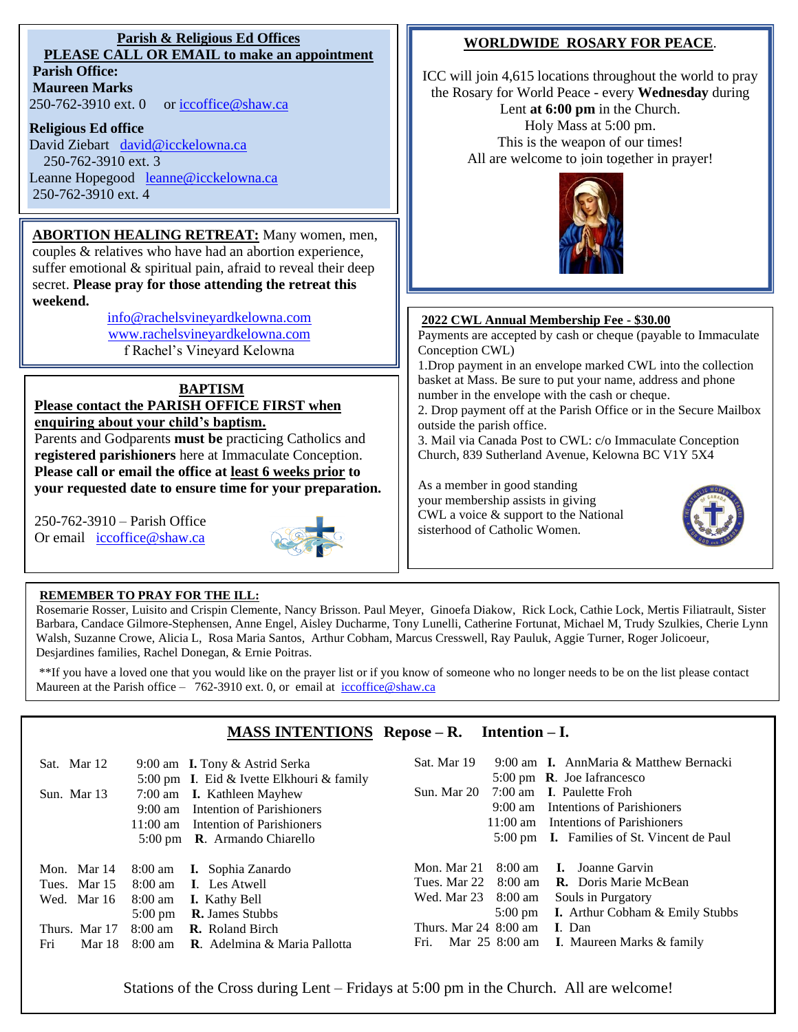## Parish & Religious Ed Offices

**PLEASE CALL OR EMAIL to make an appointment**

**Parish Office:**
**Maureen Marks**
250-762-3910 ext. 0 or iccoffice@shaw.ca

**Religious Ed office**
David Ziebart david@icckelowna.ca
250-762-3910 ext. 3
Leanne Hopegood leanne@icckelowna.ca
250-762-3910 ext. 4

**ABORTION HEALING RETREAT:** Many women, men, couples & relatives who have had an abortion experience, suffer emotional & spiritual pain, afraid to reveal their deep secret. **Please pray for those attending the retreat this weekend.**

info@rachelsvineyardkelowna.com
www.rachelsvineyardkelowna.com
f Rachel's Vineyard Kelowna

## BAPTISM

**Please contact the PARISH OFFICE FIRST when enquiring about your child's baptism.**

Parents and Godparents **must be** practicing Catholics and **registered parishioners** here at Immaculate Conception. **Please call or email the office at least 6 weeks prior to your requested date to ensure time for your preparation.**

250-762-3910 – Parish Office
Or email iccoffice@shaw.ca

## WORLDWIDE ROSARY FOR PEACE.

ICC will join 4,615 locations throughout the world to pray the Rosary for World Peace - every **Wednesday** during Lent **at 6:00 pm** in the Church.
Holy Mass at 5:00 pm.
This is the weapon of our times!
All are welcome to join together in prayer!

## 2022 CWL Annual Membership Fee - $30.00

Payments are accepted by cash or cheque (payable to Immaculate Conception CWL)

1. Drop payment in an envelope marked CWL into the collection basket at Mass. Be sure to put your name, address and phone number in the envelope with the cash or cheque.
2. Drop payment off at the Parish Office or in the Secure Mailbox outside the parish office.
3. Mail via Canada Post to CWL: c/o Immaculate Conception Church, 839 Sutherland Avenue, Kelowna BC V1Y 5X4

As a member in good standing your membership assists in giving CWL a voice & support to the National sisterhood of Catholic Women.

## REMEMBER TO PRAY FOR THE ILL:

Rosemarie Rosser, Luisito and Crispin Clemente, Nancy Brisson. Paul Meyer, Ginoefa Diakow, Rick Lock, Cathie Lock, Mertis Filiatrault, Sister Barbara, Candace Gilmore-Stephensen, Anne Engel, Aisley Ducharme, Tony Lunelli, Catherine Fortunat, Michael M, Trudy Szulkies, Cherie Lynn Walsh, Suzanne Crowe, Alicia L, Rosa Maria Santos, Arthur Cobham, Marcus Cresswell, Ray Pauluk, Aggie Turner, Roger Jolicoeur, Desjardines families, Rachel Donegan, & Ernie Poitras.

**If you have a loved one that you would like on the prayer list or if you know of someone who no longer needs to be on the list please contact Maureen at the Parish office – 762-3910 ext. 0, or email at iccoffice@shaw.ca

## MASS INTENTIONS Repose – R. Intention – I.

| Day | Time | Intention |
|---|---|---|
| Sat. Mar 12 | 9:00 am | **I.** Tony & Astrid Serka |
| | 5:00 pm | **I**. Eid & Ivette Elkhouri & family |
| Sun. Mar 13 | 7:00 am | **I.** Kathleen Mayhew |
| | 9:00 am | Intention of Parishioners |
| | 11:00 am | Intention of Parishioners |
| | 5:00 pm | **R**. Armando Chiarello |
| Mon. Mar 14 | 8:00 am | **I.** Sophia Zanardo |
| Tues. Mar 15 | 8:00 am | **I**. Les Atwell |
| Wed. Mar 16 | 8:00 am | **I.** Kathy Bell |
| | 5:00 pm | **R.** James Stubbs |
| Thurs. Mar 17 | 8:00 am | **R.** Roland Birch |
| Fri Mar 18 | 8:00 am | **R**. Adelmina & Maria Pallotta |
| Sat. Mar 19 | 9:00 am | **I.** AnnMaria & Matthew Bernacki |
| | 5:00 pm | **R**. Joe Iafrancesco |
| Sun. Mar 20 | 7:00 am | **I**. Paulette Froh |
| | 9:00 am | Intentions of Parishioners |
| | 11:00 am | Intentions of Parishioners |
| | 5:00 pm | **I.** Families of St. Vincent de Paul |
| Mon. Mar 21 | 8:00 am | **I.** Joanne Garvin |
| Tues. Mar 22 | 8:00 am | **R.** Doris Marie McBean |
| Wed. Mar 23 | 8:00 am | Souls in Purgatory |
| | 5:00 pm | **I.** Arthur Cobham & Emily Stubbs |
| Thurs. Mar 24 | 8:00 am | **I**. Dan |
| Fri. Mar 25 | 8:00 am | **I**. Maureen Marks & family |

Stations of the Cross during Lent – Fridays at 5:00 pm in the Church. All are welcome!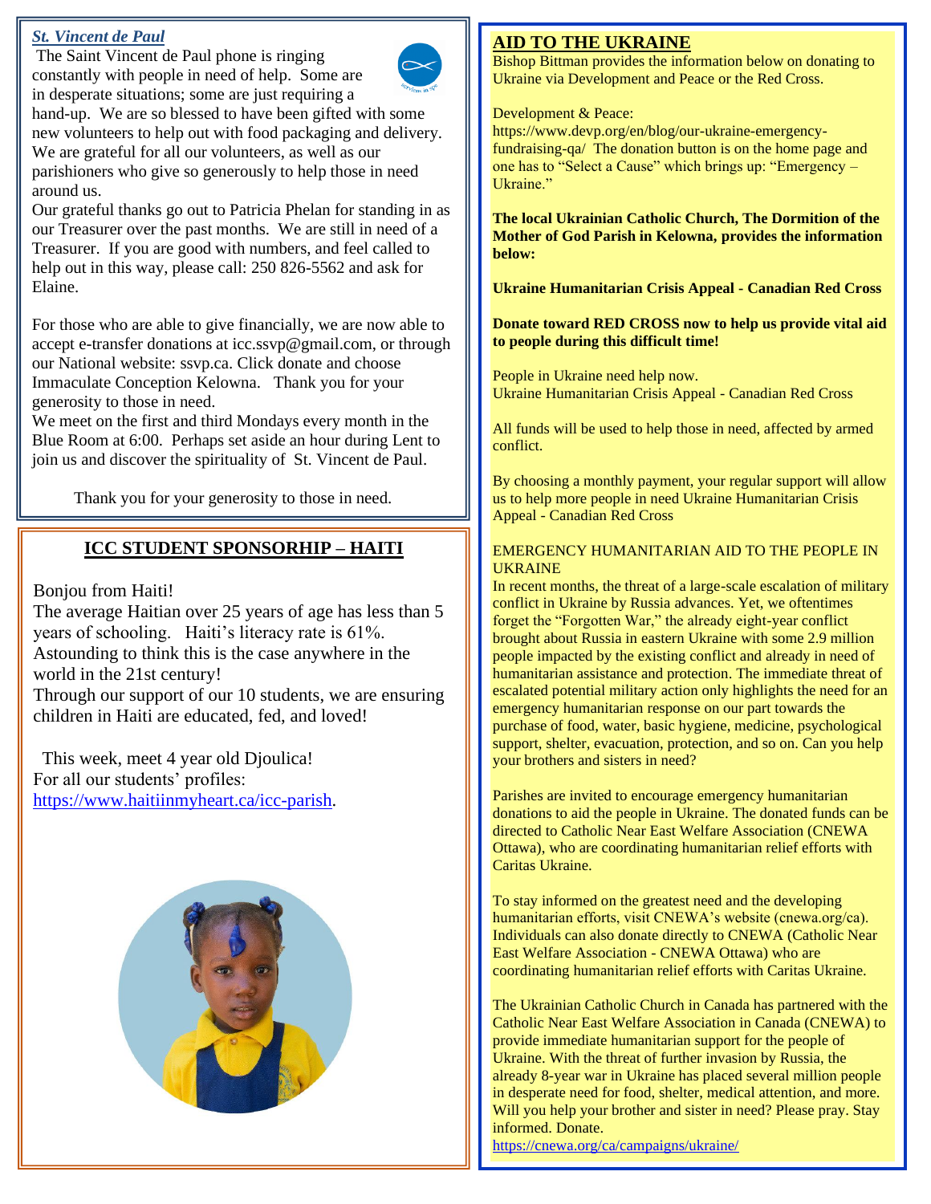***St. Vincent de Paul***

The Saint Vincent de Paul phone is ringing constantly with people in need of help. Some are in desperate situations; some are just requiring a hand-up. We are so blessed to have been gifted with some new volunteers to help out with food packaging and delivery. We are grateful for all our volunteers, as well as our parishioners who give so generously to help those in need around us.

Our grateful thanks go out to Patricia Phelan for standing in as our Treasurer over the past months. We are still in need of a Treasurer. If you are good with numbers, and feel called to help out in this way, please call: 250 826-5562 and ask for Elaine.

For those who are able to give financially, we are now able to accept e-transfer donations at icc.ssvp@gmail.com, or through our National website: ssvp.ca. Click donate and choose Immaculate Conception Kelowna. Thank you for your generosity to those in need.

We meet on the first and third Mondays every month in the Blue Room at 6:00. Perhaps set aside an hour during Lent to join us and discover the spirituality of St. Vincent de Paul.

Thank you for your generosity to those in need.

## ICC STUDENT SPONSORHIP – HAITI

Bonjou from Haiti!

The average Haitian over 25 years of age has less than 5 years of schooling. Haiti's literacy rate is 61%. Astounding to think this is the case anywhere in the world in the 21st century!

Through our support of our 10 students, we are ensuring children in Haiti are educated, fed, and loved!

This week, meet 4 year old Djoulica!

For all our students' profiles: https://www.haitiinmyheart.ca/icc-parish.

## AID TO THE UKRAINE

Bishop Bittman provides the information below on donating to Ukraine via Development and Peace or the Red Cross.

Development & Peace:
https://www.devp.org/en/blog/our-ukraine-emergency-fundraising-qa/ The donation button is on the home page and one has to "Select a Cause" which brings up: "Emergency – Ukraine."

**The local Ukrainian Catholic Church, The Dormition of the Mother of God Parish in Kelowna, provides the information below:**

**Ukraine Humanitarian Crisis Appeal - Canadian Red Cross**

**Donate toward RED CROSS now to help us provide vital aid to people during this difficult time!**

People in Ukraine need help now.
Ukraine Humanitarian Crisis Appeal - Canadian Red Cross

All funds will be used to help those in need, affected by armed conflict.

By choosing a monthly payment, your regular support will allow us to help more people in need Ukraine Humanitarian Crisis Appeal - Canadian Red Cross

EMERGENCY HUMANITARIAN AID TO THE PEOPLE IN UKRAINE

In recent months, the threat of a large-scale escalation of military conflict in Ukraine by Russia advances. Yet, we oftentimes forget the "Forgotten War," the already eight-year conflict brought about Russia in eastern Ukraine with some 2.9 million people impacted by the existing conflict and already in need of humanitarian assistance and protection. The immediate threat of escalated potential military action only highlights the need for an emergency humanitarian response on our part towards the purchase of food, water, basic hygiene, medicine, psychological support, shelter, evacuation, protection, and so on. Can you help your brothers and sisters in need?

Parishes are invited to encourage emergency humanitarian donations to aid the people in Ukraine. The donated funds can be directed to Catholic Near East Welfare Association (CNEWA Ottawa), who are coordinating humanitarian relief efforts with Caritas Ukraine.

To stay informed on the greatest need and the developing humanitarian efforts, visit CNEWA's website (cnewa.org/ca). Individuals can also donate directly to CNEWA (Catholic Near East Welfare Association - CNEWA Ottawa) who are coordinating humanitarian relief efforts with Caritas Ukraine.

The Ukrainian Catholic Church in Canada has partnered with the Catholic Near East Welfare Association in Canada (CNEWA) to provide immediate humanitarian support for the people of Ukraine. With the threat of further invasion by Russia, the already 8-year war in Ukraine has placed several million people in desperate need for food, shelter, medical attention, and more. Will you help your brother and sister in need? Please pray. Stay informed. Donate.

https://cnewa.org/ca/campaigns/ukraine/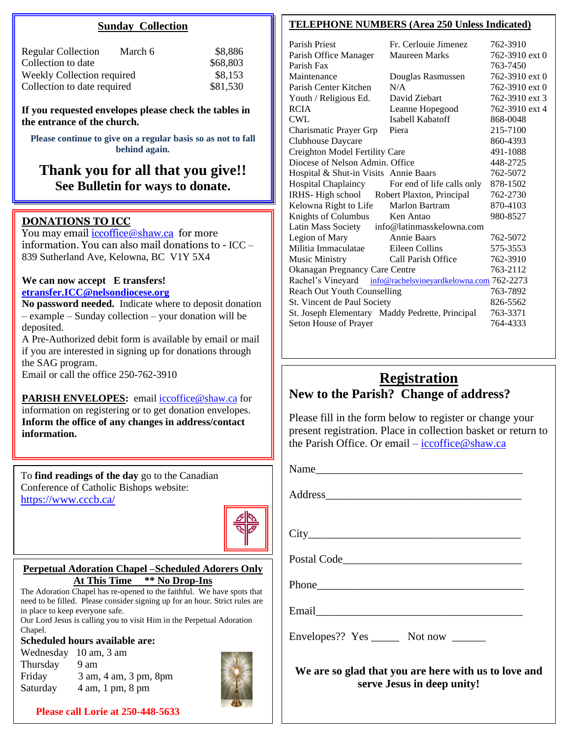## Sunday Collection

| | | |
|---|---|---|
| Regular Collection | March 6 | $8,886 |
| Collection to date | | $68,803 |
| Weekly Collection required | | $8,153 |
| Collection to date required | | $81,530 |

**If you requested envelopes please check the tables in the entrance of the church.**

**Please continue to give on a regular basis so as not to fall behind again.**

**Thank you for all that you give!!**
**See Bulletin for ways to donate.**

## DONATIONS TO ICC

You may email iccoffice@shaw.ca for more information. You can also mail donations to - ICC – 839 Sutherland Ave, Kelowna, BC V1Y 5X4

**We can now accept E transfers!**
**etransfer.ICC@nelsondiocese.org**
**No password needed.** Indicate where to deposit donation – example – Sunday collection – your donation will be deposited.
A Pre-Authorized debit form is available by email or mail if you are interested in signing up for donations through the SAG program.
Email or call the office 250-762-3910

**PARISH ENVELOPES:** email iccoffice@shaw.ca for information on registering or to get donation envelopes. **Inform the office of any changes in address/contact information.**

To **find readings of the day** go to the Canadian Conference of Catholic Bishops website: https://www.cccb.ca/

## Perpetual Adoration Chapel –Scheduled Adorers Only At This Time ** No Drop-Ins

The Adoration Chapel has re-opened to the faithful. We have spots that need to be filled. Please consider signing up for an hour. Strict rules are in place to keep everyone safe.
Our Lord Jesus is calling you to visit Him in the Perpetual Adoration Chapel.

**Scheduled hours available are:**

| | |
|---|---|
| Wednesday | 10 am, 3 am |
| Thursday | 9 am |
| Friday | 3 am, 4 am, 3 pm, 8pm |
| Saturday | 4 am, 1 pm, 8 pm |

**Please call Lorie at 250-448-5633**

## TELEPHONE NUMBERS (Area 250 Unless Indicated)

| | | |
|---|---|---|
| Parish Priest | Fr. Cerlouie Jimenez | 762-3910 |
| Parish Office Manager | Maureen Marks | 762-3910 ext 0 |
| Parish Fax | | 763-7450 |
| Maintenance | Douglas Rasmussen | 762-3910 ext 0 |
| Parish Center Kitchen | N/A | 762-3910 ext 0 |
| Youth / Religious Ed. | David Ziebart | 762-3910 ext 3 |
| RCIA | Leanne Hopegood | 762-3910 ext 4 |
| CWL | Isabell Kabatoff | 868-0048 |
| Charismatic Prayer Grp | Piera | 215-7100 |
| Clubhouse Daycare | | 860-4393 |
| Creighton Model Fertility Care | | 491-1088 |
| Diocese of Nelson Admin. Office | | 448-2725 |
| Hospital & Shut-in Visits | Annie Baars | 762-5072 |
| Hospital Chaplaincy | For end of life calls only | 878-1502 |
| IRHS- High school | Robert Plaxton, Principal | 762-2730 |
| Kelowna Right to Life | Marlon Bartram | 870-4103 |
| Knights of Columbus | Ken Antao | 980-8527 |
| Latin Mass Society | info@latinmasskelowna.com | |
| Legion of Mary | Annie Baars | 762-5072 |
| Militia Immaculatae | Eileen Collins | 575-3553 |
| Music Ministry | Call Parish Office | 762-3910 |
| Okanagan Pregnancy Care Centre | | 763-2112 |
| Rachel's Vineyard | info@rachelsvineyardkelowna.com | 762-2273 |
| Reach Out Youth Counselling | | 763-7892 |
| St. Vincent de Paul Society | | 826-5562 |
| St. Joseph Elementary | Maddy Pedrette, Principal | 763-3371 |
| Seton House of Prayer | | 764-4333 |

## Registration

### New to the Parish? Change of address?

Please fill in the form below to register or change your present registration. Place in collection basket or return to the Parish Office. Or email – iccoffice@shaw.ca

Name_____________________________________

Address___________________________________

City______________________________________

Postal Code_______________________________

Phone_____________________________________

Email_____________________________________

Envelopes?? Yes _____ Not now ______

**We are so glad that you are here with us to love and serve Jesus in deep unity!**